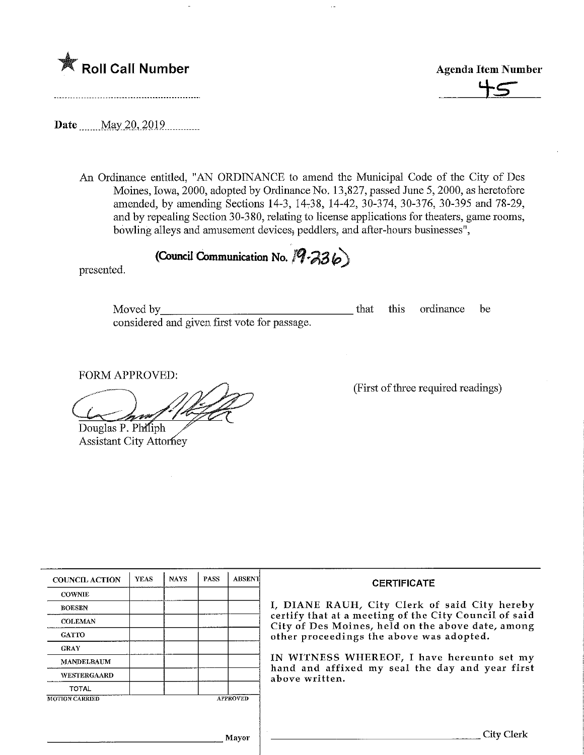★ **Roll Call Number**

**Agenda Item Number**

45

**Date** May 20, 2019

An Ordinance entitled, "AN ORDINANCE to amend the Municipal Code of the City of Des Moines, Iowa, 2000, adopted by Ordinance No. 13,827, passed June 5, 2000, as heretofore amended, by amending Sections 14-3, 14-38, 14-42, 30-374, 30-376, 30-395 and 78-29, and by repealing Section 30-380, relating to license applications for theaters, game rooms, bowling alleys and amusement devices, peddlers, and after-hours businesses",

**(Council Communication No. 19-236)**

presented.

Moved by\_\_\_\_\_\_\_\_\_\_\_\_\_\_\_\_\_\_\_\_\_\_\_\_\_\_\_\_\_\_ that this ordinance be considered and given first vote for passage.

FORM APPROVED:

Douglas P. Philiph
Assistant City Attorney

(First of three required readings)

| COUNCIL ACTION | YEAS | NAYS | PASS | ABSENT |
|---|---|---|---|---|
| COWNIE | | | | |
| BOESEN | | | | |
| COLEMAN | | | | |
| GATTO | | | | |
| GRAY | | | | |
| MANDELBAUM | | | | |
| WESTERGAARD | | | | |
| TOTAL | | | | |

MOTION CARRIED APPROVED

\_\_\_\_\_\_\_\_\_\_\_\_\_\_\_\_\_\_\_\_\_\_\_\_\_\_\_\_ Mayor

**CERTIFICATE**

I, DIANE RAUH, City Clerk of said City hereby certify that at a meeting of the City Council of said City of Des Moines, held on the above date, among other proceedings the above was adopted.

IN WITNESS WHEREOF, I have hereunto set my hand and affixed my seal the day and year first above written.

\_\_\_\_\_\_\_\_\_\_\_\_\_\_\_\_\_\_\_\_\_\_\_\_\_\_\_\_ City Clerk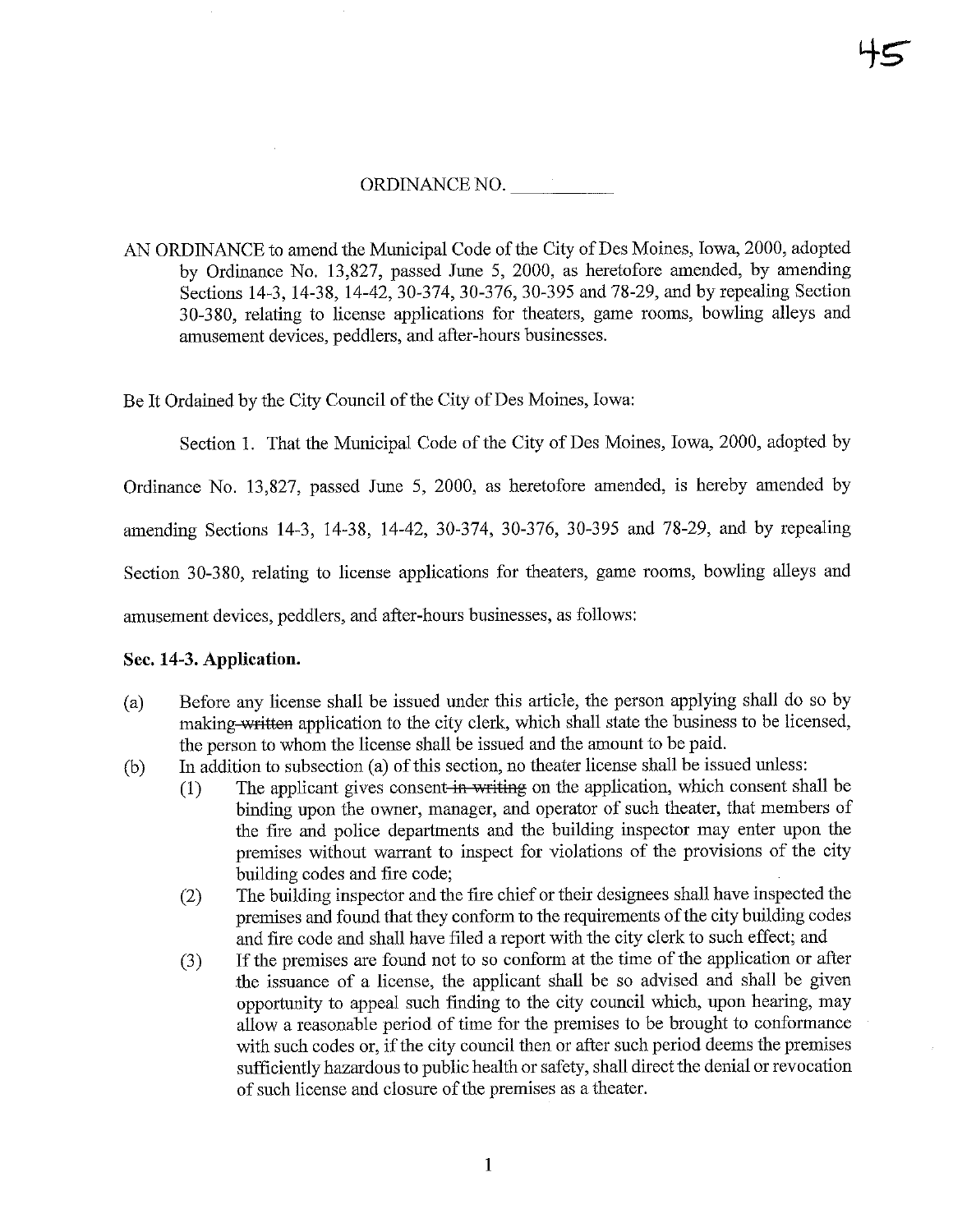ORDINANCE NO. \_\_\_\_\_\_\_\_\_\_

AN ORDINANCE to amend the Municipal Code of the City of Des Moines, Iowa, 2000, adopted by Ordinance No. 13,827, passed June 5, 2000, as heretofore amended, by amending Sections 14-3, 14-38, 14-42, 30-374, 30-376, 30-395 and 78-29, and by repealing Section 30-380, relating to license applications for theaters, game rooms, bowling alleys and amusement devices, peddlers, and after-hours businesses.

Be It Ordained by the City Council of the City of Des Moines, Iowa:

Section 1. That the Municipal Code of the City of Des Moines, Iowa, 2000, adopted by Ordinance No. 13,827, passed June 5, 2000, as heretofore amended, is hereby amended by amending Sections 14-3, 14-38, 14-42, 30-374, 30-376, 30-395 and 78-29, and by repealing Section 30-380, relating to license applications for theaters, game rooms, bowling alleys and amusement devices, peddlers, and after-hours businesses, as follows:

**Sec. 14-3. Application.**

(a) Before any license shall be issued under this article, the person applying shall do so by making ~~written~~ application to the city clerk, which shall state the business to be licensed, the person to whom the license shall be issued and the amount to be paid.

(b) In addition to subsection (a) of this section, no theater license shall be issued unless:

(1) The applicant gives consent ~~in writing~~ on the application, which consent shall be binding upon the owner, manager, and operator of such theater, that members of the fire and police departments and the building inspector may enter upon the premises without warrant to inspect for violations of the provisions of the city building codes and fire code;

(2) The building inspector and the fire chief or their designees shall have inspected the premises and found that they conform to the requirements of the city building codes and fire code and shall have filed a report with the city clerk to such effect; and

(3) If the premises are found not to so conform at the time of the application or after the issuance of a license, the applicant shall be so advised and shall be given opportunity to appeal such finding to the city council which, upon hearing, may allow a reasonable period of time for the premises to be brought to conformance with such codes or, if the city council then or after such period deems the premises sufficiently hazardous to public health or safety, shall direct the denial or revocation of such license and closure of the premises as a theater.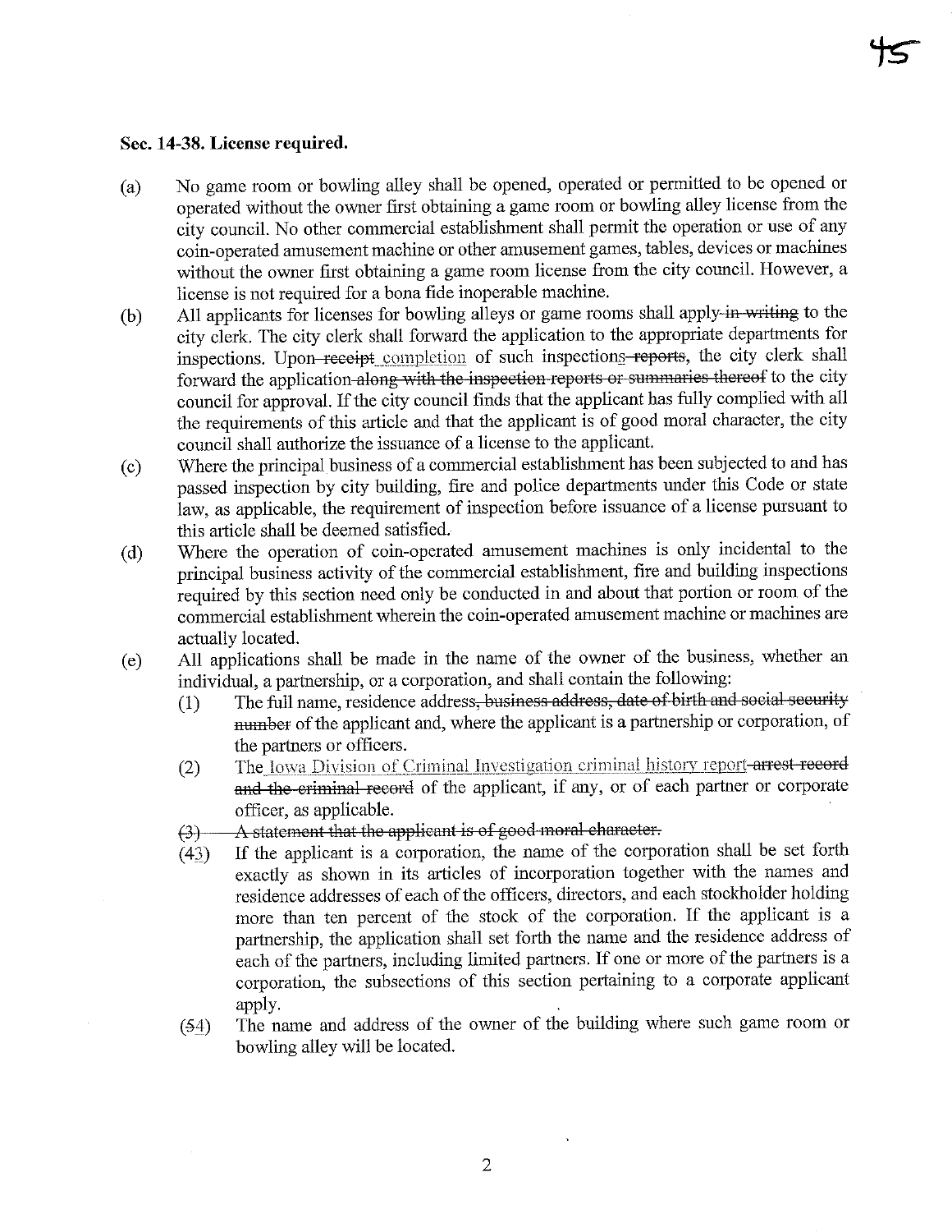**Sec. 14-38. License required.**

(a) No game room or bowling alley shall be opened, operated or permitted to be opened or operated without the owner first obtaining a game room or bowling alley license from the city council. No other commercial establishment shall permit the operation or use of any coin-operated amusement machine or other amusement games, tables, devices or machines without the owner first obtaining a game room license from the city council. However, a license is not required for a bona fide inoperable machine.

(b) All applicants for licenses for bowling alleys or game rooms shall apply ~~in writing~~ to the city clerk. The city clerk shall forward the application to the appropriate departments for inspections. Upon ~~receipt~~ completion of such inspections ~~reports~~, the city clerk shall forward the application ~~along with the inspection reports or summaries thereof~~ to the city council for approval. If the city council finds that the applicant has fully complied with all the requirements of this article and that the applicant is of good moral character, the city council shall authorize the issuance of a license to the applicant.

(c) Where the principal business of a commercial establishment has been subjected to and has passed inspection by city building, fire and police departments under this Code or state law, as applicable, the requirement of inspection before issuance of a license pursuant to this article shall be deemed satisfied.

(d) Where the operation of coin-operated amusement machines is only incidental to the principal business activity of the commercial establishment, fire and building inspections required by this section need only be conducted in and about that portion or room of the commercial establishment wherein the coin-operated amusement machine or machines are actually located.

(e) All applications shall be made in the name of the owner of the business, whether an individual, a partnership, or a corporation, and shall contain the following:

(1) The full name, residence address~~, business address, date of birth and social security number~~ of the applicant and, where the applicant is a partnership or corporation, of the partners or officers.

(2) The Iowa Division of Criminal Investigation criminal history report ~~arrest record and the criminal record~~ of the applicant, if any, or of each partner or corporate officer, as applicable.

~~(3) A statement that the applicant is of good moral character.~~

(~~4~~3) If the applicant is a corporation, the name of the corporation shall be set forth exactly as shown in its articles of incorporation together with the names and residence addresses of each of the officers, directors, and each stockholder holding more than ten percent of the stock of the corporation. If the applicant is a partnership, the application shall set forth the name and the residence address of each of the partners, including limited partners. If one or more of the partners is a corporation, the subsections of this section pertaining to a corporate applicant apply.

(~~5~~4) The name and address of the owner of the building where such game room or bowling alley will be located.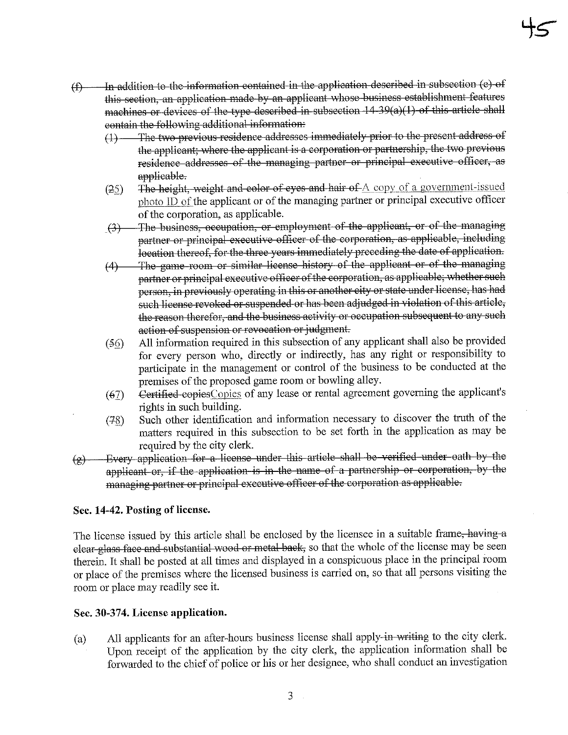- ~~(f) In addition to the information contained in the application described in subsection (e) of this section, an application made by an applicant whose business establishment features machines or devices of the type described in subsection 14-39(a)(1) of this article shall contain the following additional information:~~
  - ~~(1) The two previous residence addresses immediately prior to the present address of the applicant; where the applicant is a corporation or partnership, the two previous residence addresses of the managing partner or principal executive officer, as applicable.~~
  - (~~2~~5) ~~The height, weight and color of eyes and hair of~~ <u>A copy of a government-issued photo ID of</u> the applicant or of the managing partner or principal executive officer of the corporation, as applicable.
  - ~~(3) The business, occupation, or employment of the applicant, or of the managing partner or principal executive officer of the corporation, as applicable, including location thereof, for the three years immediately preceding the date of application.~~
  - ~~(4) The game room or similar license history of the applicant or of the managing partner or principal executive officer of the corporation, as applicable; whether such person, in previously operating in this or another city or state under license, has had such license revoked or suspended or has been adjudged in violation of this article, the reason therefor, and the business activity or occupation subsequent to any such action of suspension or revocation or judgment.~~
  - (~~5~~<u>6</u>) All information required in this subsection of any applicant shall also be provided for every person who, directly or indirectly, has any right or responsibility to participate in the management or control of the business to be conducted at the premises of the proposed game room or bowling alley.
  - (~~6~~<u>7</u>) ~~Certified copies~~<u>Copies</u> of any lease or rental agreement governing the applicant's rights in such building.
  - (~~7~~<u>8</u>) Such other identification and information necessary to discover the truth of the matters required in this subsection to be set forth in the application as may be required by the city clerk.
- ~~(g) Every application for a license under this article shall be verified under oath by the applicant or, if the application is in the name of a partnership or corporation, by the managing partner or principal executive officer of the corporation as applicable.~~

### Sec. 14-42. Posting of license.

The license issued by this article shall be enclosed by the licensee in a suitable frame~~, having a clear glass face and substantial wood or metal back,~~ so that the whole of the license may be seen therein. It shall be posted at all times and displayed in a conspicuous place in the principal room or place of the premises where the licensed business is carried on, so that all persons visiting the room or place may readily see it.

### Sec. 30-374. License application.

(a) All applicants for an after-hours business license shall apply ~~in writing~~ to the city clerk. Upon receipt of the application by the city clerk, the application information shall be forwarded to the chief of police or his or her designee, who shall conduct an investigation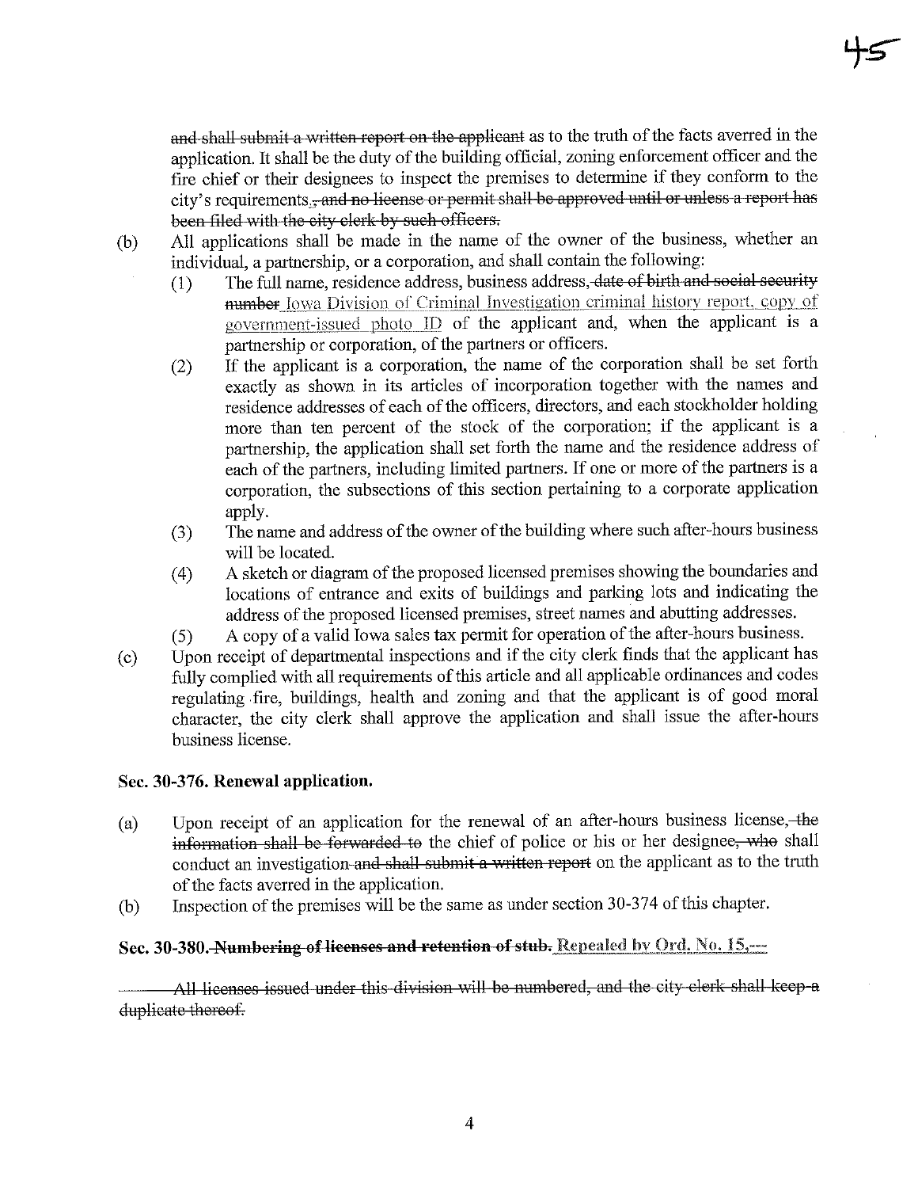~~and shall submit a written report on the applicant~~ as to the truth of the facts averred in the application. It shall be the duty of the building official, zoning enforcement officer and the fire chief or their designees to inspect the premises to determine if they conform to the city's requirements.~~, and no license or permit shall be approved until or unless a report has been filed with the city clerk by such officers.~~

(b) All applications shall be made in the name of the owner of the business, whether an individual, a partnership, or a corporation, and shall contain the following:

  (1) The full name, residence address, business address~~, date of birth and social security number~~ Iowa Division of Criminal Investigation criminal history report, copy of government-issued photo ID of the applicant and, when the applicant is a partnership or corporation, of the partners or officers.

  (2) If the applicant is a corporation, the name of the corporation shall be set forth exactly as shown in its articles of incorporation together with the names and residence addresses of each of the officers, directors, and each stockholder holding more than ten percent of the stock of the corporation; if the applicant is a partnership, the application shall set forth the name and the residence address of each of the partners, including limited partners. If one or more of the partners is a corporation, the subsections of this section pertaining to a corporate application apply.

  (3) The name and address of the owner of the building where such after-hours business will be located.

  (4) A sketch or diagram of the proposed licensed premises showing the boundaries and locations of entrance and exits of buildings and parking lots and indicating the address of the proposed licensed premises, street names and abutting addresses.

  (5) A copy of a valid Iowa sales tax permit for operation of the after-hours business.

(c) Upon receipt of departmental inspections and if the city clerk finds that the applicant has fully complied with all requirements of this article and all applicable ordinances and codes regulating fire, buildings, health and zoning and that the applicant is of good moral character, the city clerk shall approve the application and shall issue the after-hours business license.

**Sec. 30-376. Renewal application.**

(a) Upon receipt of an application for the renewal of an after-hours business license~~, the information shall be forwarded to~~ the chief of police or his or her designee~~, who~~ shall conduct an investigation ~~and shall submit a written report~~ on the applicant as to the truth of the facts averred in the application.

(b) Inspection of the premises will be the same as under section 30-374 of this chapter.

**Sec. 30-380. ~~Numbering of licenses and retention of stub.~~** Repealed by Ord. No. 15,---

~~All licenses issued under this division will be numbered, and the city clerk shall keep a duplicate thereof.~~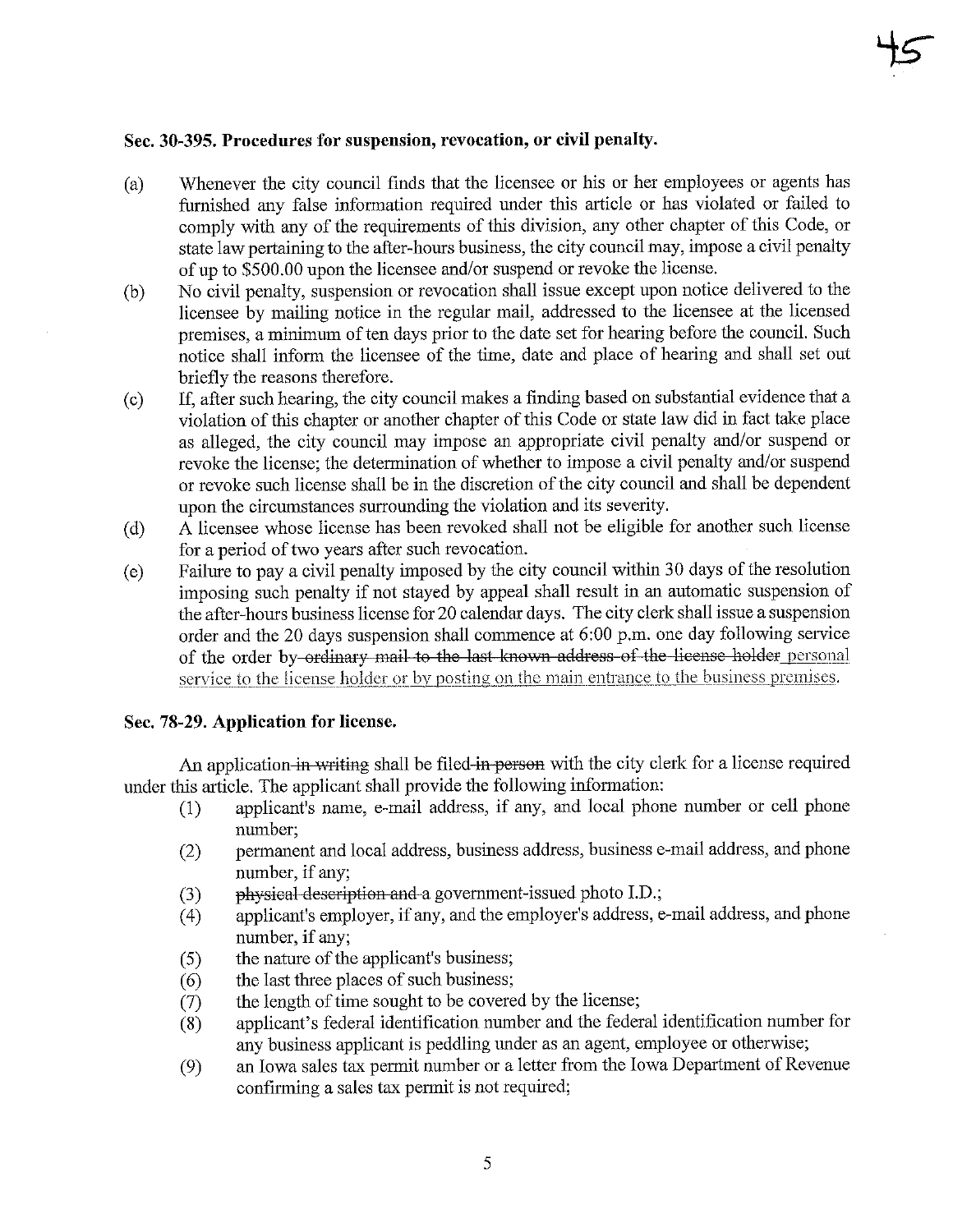### Sec. 30-395. Procedures for suspension, revocation, or civil penalty.

(a) Whenever the city council finds that the licensee or his or her employees or agents has furnished any false information required under this article or has violated or failed to comply with any of the requirements of this division, any other chapter of this Code, or state law pertaining to the after-hours business, the city council may, impose a civil penalty of up to $500.00 upon the licensee and/or suspend or revoke the license.

(b) No civil penalty, suspension or revocation shall issue except upon notice delivered to the licensee by mailing notice in the regular mail, addressed to the licensee at the licensed premises, a minimum of ten days prior to the date set for hearing before the council. Such notice shall inform the licensee of the time, date and place of hearing and shall set out briefly the reasons therefore.

(c) If, after such hearing, the city council makes a finding based on substantial evidence that a violation of this chapter or another chapter of this Code or state law did in fact take place as alleged, the city council may impose an appropriate civil penalty and/or suspend or revoke the license; the determination of whether to impose a civil penalty and/or suspend or revoke such license shall be in the discretion of the city council and shall be dependent upon the circumstances surrounding the violation and its severity.

(d) A licensee whose license has been revoked shall not be eligible for another such license for a period of two years after such revocation.

(e) Failure to pay a civil penalty imposed by the city council within 30 days of the resolution imposing such penalty if not stayed by appeal shall result in an automatic suspension of the after-hours business license for 20 calendar days. The city clerk shall issue a suspension order and the 20 days suspension shall commence at 6:00 p.m. one day following service of the order by ~~ordinary mail to the last known address of the license holder~~ <u>personal service to the license holder or by posting on the main entrance to the business premises.</u>

### Sec. 78-29. Application for license.

An application ~~in writing~~ shall be filed ~~in person~~ with the city clerk for a license required under this article. The applicant shall provide the following information:

(1) applicant's name, e-mail address, if any, and local phone number or cell phone number;

(2) permanent and local address, business address, business e-mail address, and phone number, if any;

(3) ~~physical description and~~ a government-issued photo I.D.;

(4) applicant's employer, if any, and the employer's address, e-mail address, and phone number, if any;

(5) the nature of the applicant's business;

(6) the last three places of such business;

(7) the length of time sought to be covered by the license;

(8) applicant's federal identification number and the federal identification number for any business applicant is peddling under as an agent, employee or otherwise;

(9) an Iowa sales tax permit number or a letter from the Iowa Department of Revenue confirming a sales tax permit is not required;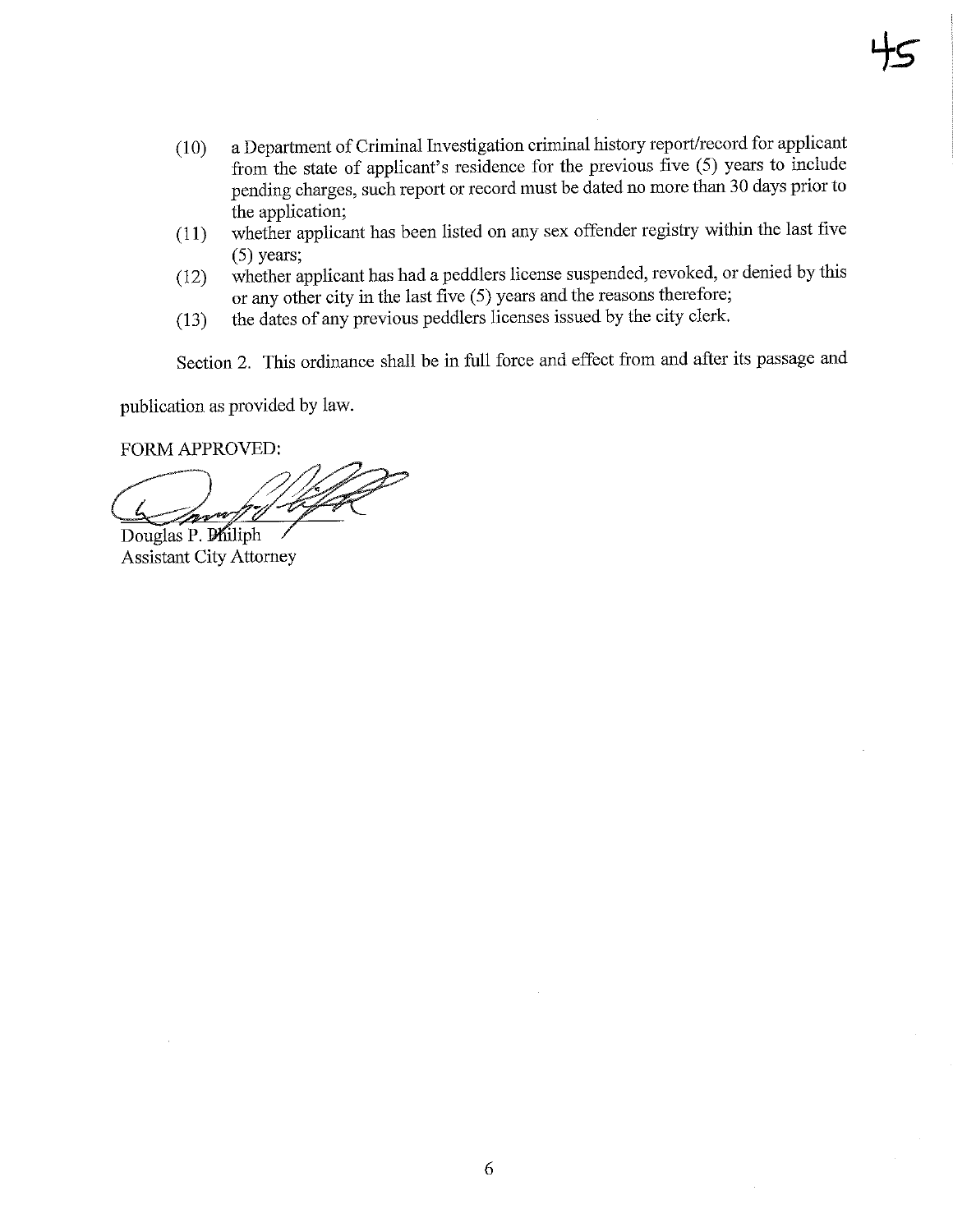(10) a Department of Criminal Investigation criminal history report/record for applicant from the state of applicant's residence for the previous five (5) years to include pending charges, such report or record must be dated no more than 30 days prior to the application;

(11) whether applicant has been listed on any sex offender registry within the last five (5) years;

(12) whether applicant has had a peddlers license suspended, revoked, or denied by this or any other city in the last five (5) years and the reasons therefore;

(13) the dates of any previous peddlers licenses issued by the city clerk.

Section 2. This ordinance shall be in full force and effect from and after its passage and publication as provided by law.

FORM APPROVED:

Douglas P. Philiph
Assistant City Attorney